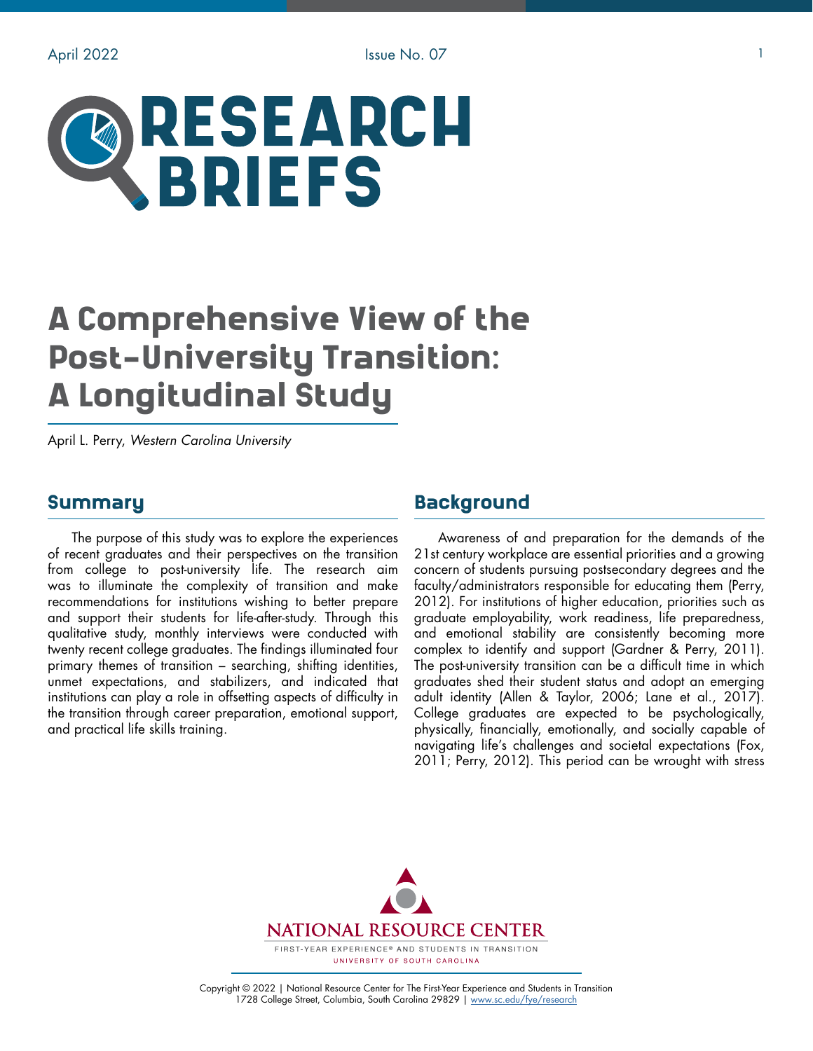# A Comprehensive View of the Post-University Transition: A Longitudinal Study

April L. Perry, *Western Carolina University*

## Summary

The purpose of this study was to explore the experiences of recent graduates and their perspectives on the transition from college to post-university life. The research aim was to illuminate the complexity of transition and make recommendations for institutions wishing to better prepare and support their students for life-after-study. Through this qualitative study, monthly interviews were conducted with twenty recent college graduates. The findings illuminated four primary themes of transition – searching, shifting identities, unmet expectations, and stabilizers, and indicated that institutions can play a role in offsetting aspects of difficulty in the transition through career preparation, emotional support, and practical life skills training.

## Background

Awareness of and preparation for the demands of the 21st century workplace are essential priorities and a growing concern of students pursuing postsecondary degrees and the faculty/administrators responsible for educating them (Perry, 2012). For institutions of higher education, priorities such as graduate employability, work readiness, life preparedness, and emotional stability are consistently becoming more complex to identify and support (Gardner & Perry, 2011). The post-university transition can be a difficult time in which graduates shed their student status and adopt an emerging adult identity (Allen & Taylor, 2006; Lane et al., 2017). College graduates are expected to be psychologically, physically, financially, emotionally, and socially capable of navigating life's challenges and societal expectations (Fox, 2011; Perry, 2012). This period can be wrought with stress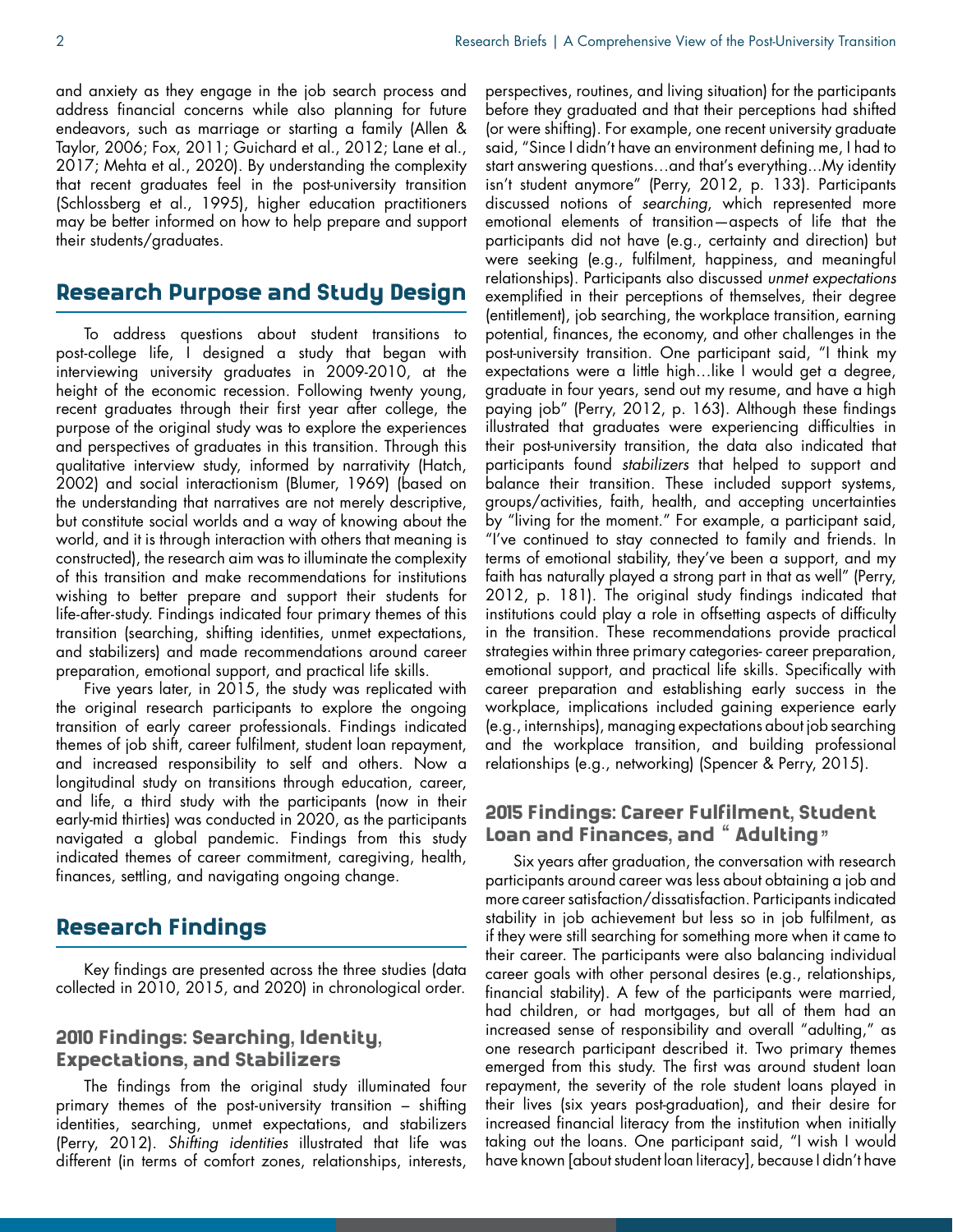and anxiety as they engage in the job search process and address financial concerns while also planning for future endeavors, such as marriage or starting a family (Allen & Taylor, 2006; Fox, 2011; Guichard et al., 2012; Lane et al., 2017; Mehta et al., 2020). By understanding the complexity that recent graduates feel in the post-university transition (Schlossberg et al., 1995), higher education practitioners may be better informed on how to help prepare and support their students/graduates.

## Research Purpose and Study Design

To address questions about student transitions to post-college life, I designed a study that began with interviewing university graduates in 2009-2010, at the height of the economic recession. Following twenty young, recent graduates through their first year after college, the purpose of the original study was to explore the experiences and perspectives of graduates in this transition. Through this qualitative interview study, informed by narrativity (Hatch, 2002) and social interactionism (Blumer, 1969) (based on the understanding that narratives are not merely descriptive, but constitute social worlds and a way of knowing about the world, and it is through interaction with others that meaning is constructed), the research aim was to illuminate the complexity of this transition and make recommendations for institutions wishing to better prepare and support their students for life-after-study. Findings indicated four primary themes of this transition (searching, shifting identities, unmet expectations, and stabilizers) and made recommendations around career preparation, emotional support, and practical life skills.

Five years later, in 2015, the study was replicated with the original research participants to explore the ongoing transition of early career professionals. Findings indicated themes of job shift, career fulfilment, student loan repayment, and increased responsibility to self and others. Now a longitudinal study on transitions through education, career, and life, a third study with the participants (now in their early-mid thirties) was conducted in 2020, as the participants navigated a global pandemic. Findings from this study indicated themes of career commitment, caregiving, health, finances, settling, and navigating ongoing change.

## Research Findings

Key findings are presented across the three studies (data collected in 2010, 2015, and 2020) in chronological order.

### 2010 Findings: Searching, Identity, Expectations, and Stabilizers

The findings from the original study illuminated four primary themes of the post-university transition – shifting identities, searching, unmet expectations, and stabilizers (Perry, 2012). *Shifting identities* illustrated that life was different (in terms of comfort zones, relationships, interests, perspectives, routines, and living situation) for the participants before they graduated and that their perceptions had shifted (or were shifting). For example, one recent university graduate said, "Since I didn't have an environment defining me, I had to start answering questions…and that's everything…My identity isn't student anymore" (Perry, 2012, p. 133). Participants discussed notions of *searching*, which represented more emotional elements of transition—aspects of life that the participants did not have (e.g., certainty and direction) but were seeking (e.g., fulfilment, happiness, and meaningful relationships). Participants also discussed *unmet expectations* exemplified in their perceptions of themselves, their degree (entitlement), job searching, the workplace transition, earning potential, finances, the economy, and other challenges in the post-university transition. One participant said, "I think my expectations were a little high…like I would get a degree, graduate in four years, send out my resume, and have a high paying job" (Perry, 2012, p. 163). Although these findings illustrated that graduates were experiencing difficulties in their post-university transition, the data also indicated that participants found *stabilizers* that helped to support and balance their transition. These included support systems, groups/activities, faith, health, and accepting uncertainties by "living for the moment." For example, a participant said, "I've continued to stay connected to family and friends. In terms of emotional stability, they've been a support, and my faith has naturally played a strong part in that as well" (Perry, 2012, p. 181). The original study findings indicated that institutions could play a role in offsetting aspects of difficulty in the transition. These recommendations provide practical strategies within three primary categories- career preparation, emotional support, and practical life skills. Specifically with career preparation and establishing early success in the workplace, implications included gaining experience early (e.g., internships), managing expectations about job searching and the workplace transition, and building professional relationships (e.g., networking) (Spencer & Perry, 2015).

### 2015 Findings: Career Fulfilment, Student Loan and Finances, and "Adulting"

Six years after graduation, the conversation with research participants around career was less about obtaining a job and more career satisfaction/dissatisfaction. Participants indicated stability in job achievement but less so in job fulfilment, as if they were still searching for something more when it came to their career. The participants were also balancing individual career goals with other personal desires (e.g., relationships, financial stability). A few of the participants were married, had children, or had mortgages, but all of them had an increased sense of responsibility and overall "adulting," as one research participant described it. Two primary themes emerged from this study. The first was around student loan repayment, the severity of the role student loans played in their lives (six years post-graduation), and their desire for increased financial literacy from the institution when initially taking out the loans. One participant said, "I wish I would have known [about student loan literacy], because I didn't have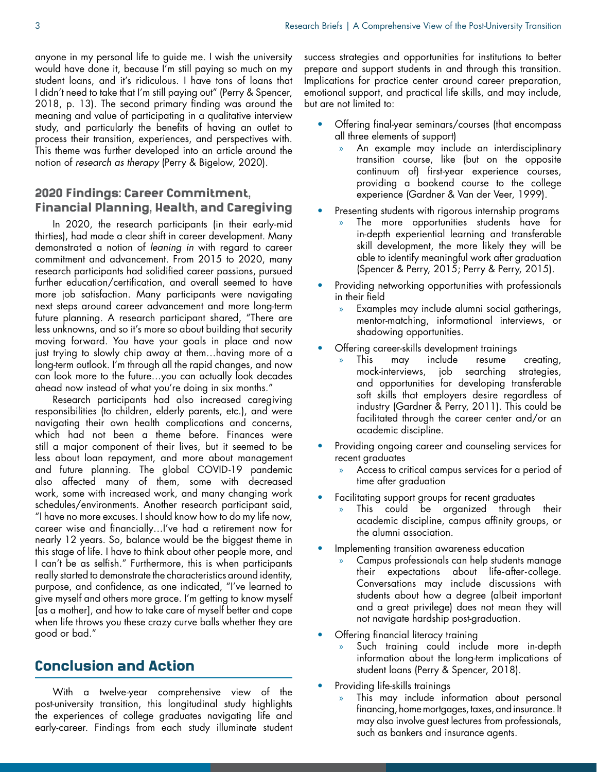anyone in my personal life to guide me. I wish the university would have done it, because I'm still paying so much on my student loans, and it's ridiculous. I have tons of loans that I didn't need to take that I'm still paying out" (Perry & Spencer, 2018, p. 13). The second primary finding was around the meaning and value of participating in a qualitative interview study, and particularly the benefits of having an outlet to process their transition, experiences, and perspectives with. This theme was further developed into an article around the notion of *research as therapy* (Perry & Bigelow, 2020).

## 2020 Findings: Career Commitment, Financial Planning, Health, and Caregiving

In 2020, the research participants (in their early-mid thirties), had made a clear shift in career development. Many demonstrated a notion of *leaning in* with regard to career commitment and advancement. From 2015 to 2020, many research participants had solidified career passions, pursued further education/certification, and overall seemed to have more job satisfaction. Many participants were navigating next steps around career advancement and more long-term future planning. A research participant shared, "There are less unknowns, and so it's more so about building that security moving forward. You have your goals in place and now just trying to slowly chip away at them…having more of a long-term outlook. I'm through all the rapid changes, and now can look more to the future…you can actually look decades ahead now instead of what you're doing in six months."

Research participants had also increased caregiving responsibilities (to children, elderly parents, etc.), and were navigating their own health complications and concerns, which had not been a theme before. Finances were still a major component of their lives, but it seemed to be less about loan repayment, and more about management and future planning. The global COVID-19 pandemic also affected many of them, some with decreased work, some with increased work, and many changing work schedules/environments. Another research participant said, "I have no more excuses. I should know how to do my life now, career wise and financially…I've had a retirement now for nearly 12 years. So, balance would be the biggest theme in this stage of life. I have to think about other people more, and I can't be as selfish." Furthermore, this is when participants really started to demonstrate the characteristics around identity, purpose, and confidence, as one indicated, "I've learned to give myself and others more grace. I'm getting to know myself [as a mother], and how to take care of myself better and cope when life throws you these crazy curve balls whether they are good or bad."

## Conclusion and Action

With a twelve-year comprehensive view of the post-university transition, this longitudinal study highlights the experiences of college graduates navigating life and early-career. Findings from each study illuminate student success strategies and opportunities for institutions to better prepare and support students in and through this transition. Implications for practice center around career preparation, emotional support, and practical life skills, and may include, but are not limited to:

- Offering final-year seminars/courses (that encompass all three elements of support)
  - An example may include an interdisciplinary transition course, like (but on the opposite continuum of) first-year experience courses, providing a bookend course to the college experience (Gardner & Van der Veer, 1999).
- Presenting students with rigorous internship programs
  - The more opportunities students have for in-depth experiential learning and transferable skill development, the more likely they will be able to identify meaningful work after graduation (Spencer & Perry, 2015; Perry & Perry, 2015).
- Providing networking opportunities with professionals in their field
  - Examples may include alumni social gatherings, mentor-matching, informational interviews, or shadowing opportunities.
- Offering career-skills development trainings
  - This may include resume creating, mock-interviews, job searching strategies, and opportunities for developing transferable soft skills that employers desire regardless of industry (Gardner & Perry, 2011). This could be facilitated through the career center and/or an academic discipline.
- Providing ongoing career and counseling services for recent graduates
  - Access to critical campus services for a period of time after graduation
- Facilitating support groups for recent graduates
  - This could be organized through their academic discipline, campus affinity groups, or the alumni association.
- Implementing transition awareness education
  - Campus professionals can help students manage their expectations about life-after-college. Conversations may include discussions with students about how a degree (albeit important and a great privilege) does not mean they will not navigate hardship post-graduation.
- Offering financial literacy training
  - Such training could include more in-depth information about the long-term implications of student loans (Perry & Spencer, 2018).
- Providing life-skills trainings
  - This may include information about personal financing, home mortgages, taxes, and insurance. It may also involve guest lectures from professionals, such as bankers and insurance agents.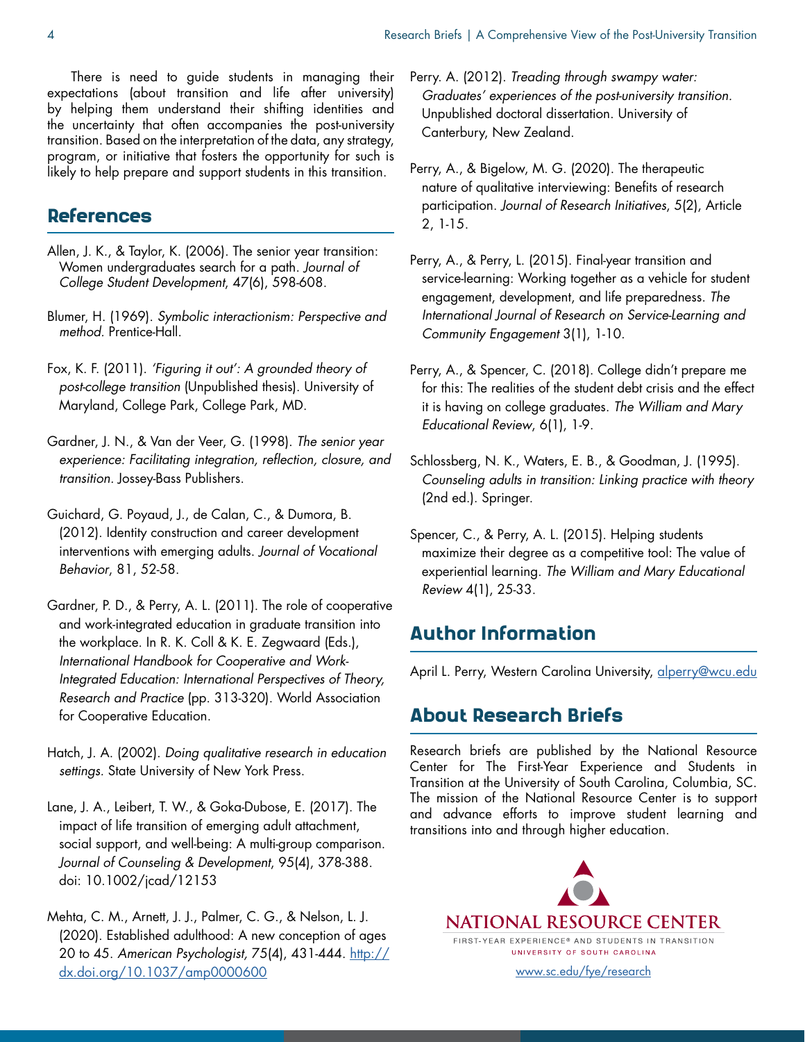There is need to guide students in managing their expectations (about transition and life after university) by helping them understand their shifting identities and the uncertainty that often accompanies the post-university transition. Based on the interpretation of the data, any strategy, program, or initiative that fosters the opportunity for such is likely to help prepare and support students in this transition.

## References

Allen, J. K., & Taylor, K. (2006). The senior year transition: Women undergraduates search for a path. *Journal of College Student Development*, *47*(6), 598-608.

Blumer, H. (1969). *Symbolic interactionism: Perspective and method.* Prentice-Hall.

Fox, K. F. (2011). *'Figuring it out': A grounded theory of post-college transition* (Unpublished thesis). University of Maryland, College Park, College Park, MD.

Gardner, J. N., & Van der Veer, G. (1998). *The senior year experience: Facilitating integration, reflection, closure, and transition.* Jossey-Bass Publishers.

Guichard, G. Poyaud, J., de Calan, C., & Dumora, B. (2012). Identity construction and career development interventions with emerging adults. *Journal of Vocational Behavior*, 81, 52-58.

Gardner, P. D., & Perry, A. L. (2011). The role of cooperative and work-integrated education in graduate transition into the workplace. In R. K. Coll & K. E. Zegwaard (Eds.), *International Handbook for Cooperative and Work-Integrated Education: International Perspectives of Theory, Research and Practice* (pp. 313-320). World Association for Cooperative Education.

Hatch, J. A. (2002). *Doing qualitative research in education settings.* State University of New York Press.

Lane, J. A., Leibert, T. W., & Goka-Dubose, E. (2017). The impact of life transition of emerging adult attachment, social support, and well-being: A multi-group comparison. *Journal of Counseling & Development*, 95(4), 378-388. doi: 10.1002/jcad/12153

Mehta, C. M., Arnett, J. J., Palmer, C. G., & Nelson, L. J. (2020). Established adulthood: A new conception of ages 20 to 45. *American Psychologist, 75*(4), 431-444. http://dx.doi.org/10.1037/amp0000600

Perry. A. (2012). *Treading through swampy water: Graduates' experiences of the post-university transition.* Unpublished doctoral dissertation. University of Canterbury, New Zealand.

Perry, A., & Bigelow, M. G. (2020). The therapeutic nature of qualitative interviewing: Benefits of research participation. *Journal of Research Initiatives*, *5*(2), Article 2, 1-15.

Perry, A., & Perry, L. (2015). Final-year transition and service-learning: Working together as a vehicle for student engagement, development, and life preparedness. *The International Journal of Research on Service-Learning and Community Engagement* 3(1), 1-10.

Perry, A., & Spencer, C. (2018). College didn't prepare me for this: The realities of the student debt crisis and the effect it is having on college graduates. *The William and Mary Educational Review*, 6(1), 1-9.

Schlossberg, N. K., Waters, E. B., & Goodman, J. (1995). *Counseling adults in transition: Linking practice with theory* (2nd ed.). Springer.

Spencer, C., & Perry, A. L. (2015). Helping students maximize their degree as a competitive tool: The value of experiential learning. *The William and Mary Educational Review* 4(1), 25-33.

## Author Information

April L. Perry, Western Carolina University, alperry@wcu.edu

## About Research Briefs

Research briefs are published by the National Resource Center for The First-Year Experience and Students in Transition at the University of South Carolina, Columbia, SC. The mission of the National Resource Center is to support and advance efforts to improve student learning and transitions into and through higher education.

NATIONAL RESOURCE CENTER

FIRST-YEAR EXPERIENCE® AND STUDENTS IN TRANSITION

UNIVERSITY OF SOUTH CAROLINA

www.sc.edu/fye/research